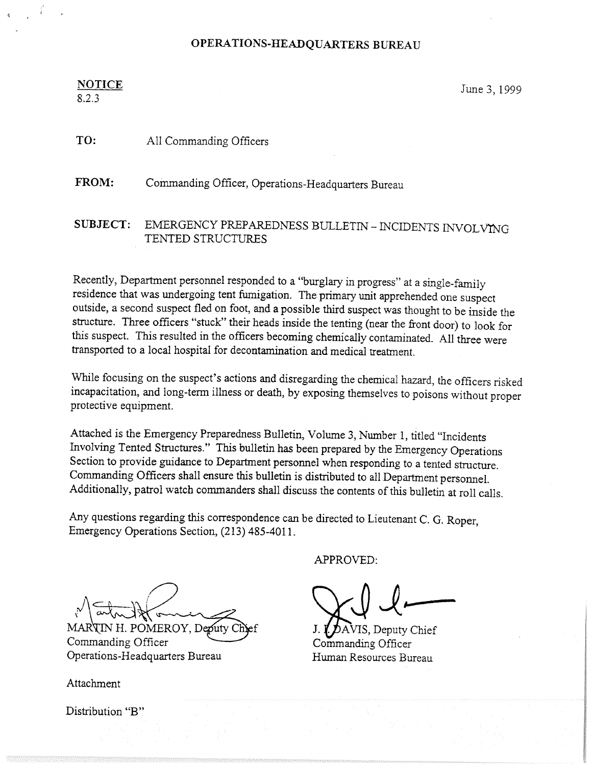# OPERATIONS-HEADQUARTERS BUREAU

**NOTICE**
8.2.3

June 3, 1999

**TO:** All Commanding Officers

**FROM:** Commanding Officer, Operations-Headquarters Bureau

**SUBJECT:** EMERGENCY PREPAREDNESS BULLETIN – INCIDENTS INVOLVING TENTED STRUCTURES

Recently, Department personnel responded to a "burglary in progress" at a single-family residence that was undergoing tent fumigation. The primary unit apprehended one suspect outside, a second suspect fled on foot, and a possible third suspect was thought to be inside the structure. Three officers "stuck" their heads inside the tenting (near the front door) to look for this suspect. This resulted in the officers becoming chemically contaminated. All three were transported to a local hospital for decontamination and medical treatment.

While focusing on the suspect's actions and disregarding the chemical hazard, the officers risked incapacitation, and long-term illness or death, by exposing themselves to poisons without proper protective equipment.

Attached is the Emergency Preparedness Bulletin, Volume 3, Number 1, titled "Incidents Involving Tented Structures." This bulletin has been prepared by the Emergency Operations Section to provide guidance to Department personnel when responding to a tented structure. Commanding Officers shall ensure this bulletin is distributed to all Department personnel. Additionally, patrol watch commanders shall discuss the contents of this bulletin at roll calls.

Any questions regarding this correspondence can be directed to Lieutenant C. G. Roper, Emergency Operations Section, (213) 485-4011.

MARTIN H. POMEROY, Deputy Chief
Commanding Officer
Operations-Headquarters Bureau

APPROVED:

J. I. DAVIS, Deputy Chief
Commanding Officer
Human Resources Bureau

Attachment

Distribution "B"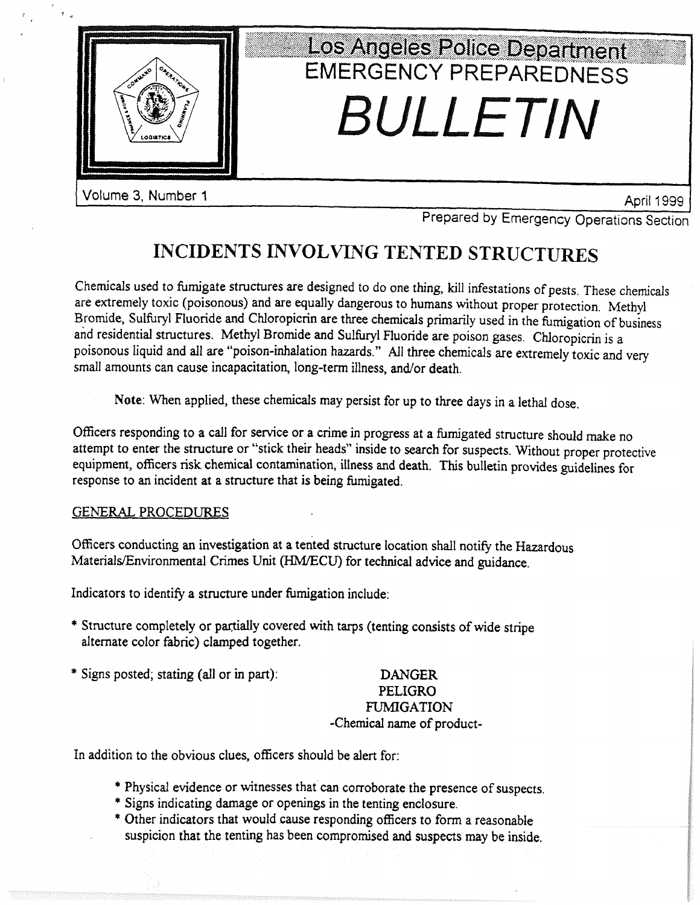# Los Angeles Police Department
## EMERGENCY PREPAREDNESS
# BULLETIN

Volume 3, Number 1 April 1999

Prepared by Emergency Operations Section

## INCIDENTS INVOLVING TENTED STRUCTURES

Chemicals used to fumigate structures are designed to do one thing, kill infestations of pests. These chemicals are extremely toxic (poisonous) and are equally dangerous to humans without proper protection. Methyl Bromide, Sulfuryl Fluoride and Chloropicrin are three chemicals primarily used in the fumigation of business and residential structures. Methyl Bromide and Sulfuryl Fluoride are poison gases. Chloropicrin is a poisonous liquid and all are "poison-inhalation hazards." All three chemicals are extremely toxic and very small amounts can cause incapacitation, long-term illness, and/or death.

**Note**: When applied, these chemicals may persist for up to three days in a lethal dose.

Officers responding to a call for service or a crime in progress at a fumigated structure should make no attempt to enter the structure or "stick their heads" inside to search for suspects. Without proper protective equipment, officers risk chemical contamination, illness and death. This bulletin provides guidelines for response to an incident at a structure that is being fumigated.

### GENERAL PROCEDURES

Officers conducting an investigation at a tented structure location shall notify the Hazardous Materials/Environmental Crimes Unit (HM/ECU) for technical advice and guidance.

Indicators to identify a structure under fumigation include:

* Structure completely or partially covered with tarps (tenting consists of wide stripe alternate color fabric) clamped together.
* Signs posted; stating (all or in part):

  DANGER
  PELIGRO
  FUMIGATION
  -Chemical name of product-

In addition to the obvious clues, officers should be alert for:

* Physical evidence or witnesses that can corroborate the presence of suspects.
* Signs indicating damage or openings in the tenting enclosure.
* Other indicators that would cause responding officers to form a reasonable suspicion that the tenting has been compromised and suspects may be inside.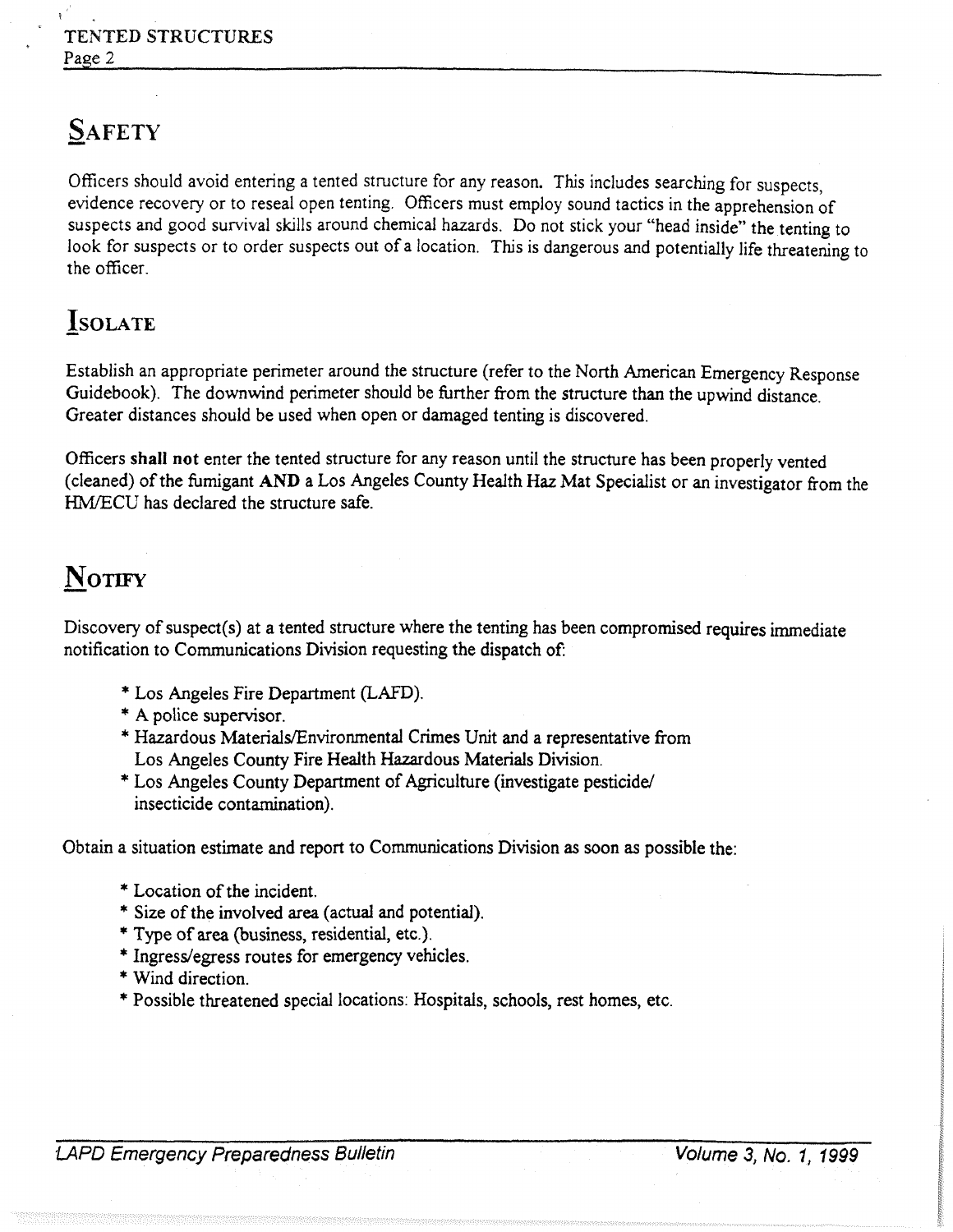## SAFETY

Officers should avoid entering a tented structure for any reason. This includes searching for suspects, evidence recovery or to reseal open tenting. Officers must employ sound tactics in the apprehension of suspects and good survival skills around chemical hazards. Do not stick your "head inside" the tenting to look for suspects or to order suspects out of a location. This is dangerous and potentially life threatening to the officer.

## ISOLATE

Establish an appropriate perimeter around the structure (refer to the North American Emergency Response Guidebook). The downwind perimeter should be further from the structure than the upwind distance. Greater distances should be used when open or damaged tenting is discovered.

Officers **shall not** enter the tented structure for any reason until the structure has been properly vented (cleaned) of the fumigant **AND** a Los Angeles County Health Haz Mat Specialist or an investigator from the HM/ECU has declared the structure safe.

## NOTIFY

Discovery of suspect(s) at a tented structure where the tenting has been compromised requires immediate notification to Communications Division requesting the dispatch of:

* Los Angeles Fire Department (LAFD).
* A police supervisor.
* Hazardous Materials/Environmental Crimes Unit and a representative from Los Angeles County Fire Health Hazardous Materials Division.
* Los Angeles County Department of Agriculture (investigate pesticide/ insecticide contamination).

Obtain a situation estimate and report to Communications Division as soon as possible the:

* Location of the incident.
* Size of the involved area (actual and potential).
* Type of area (business, residential, etc.).
* Ingress/egress routes for emergency vehicles.
* Wind direction.
* Possible threatened special locations: Hospitals, schools, rest homes, etc.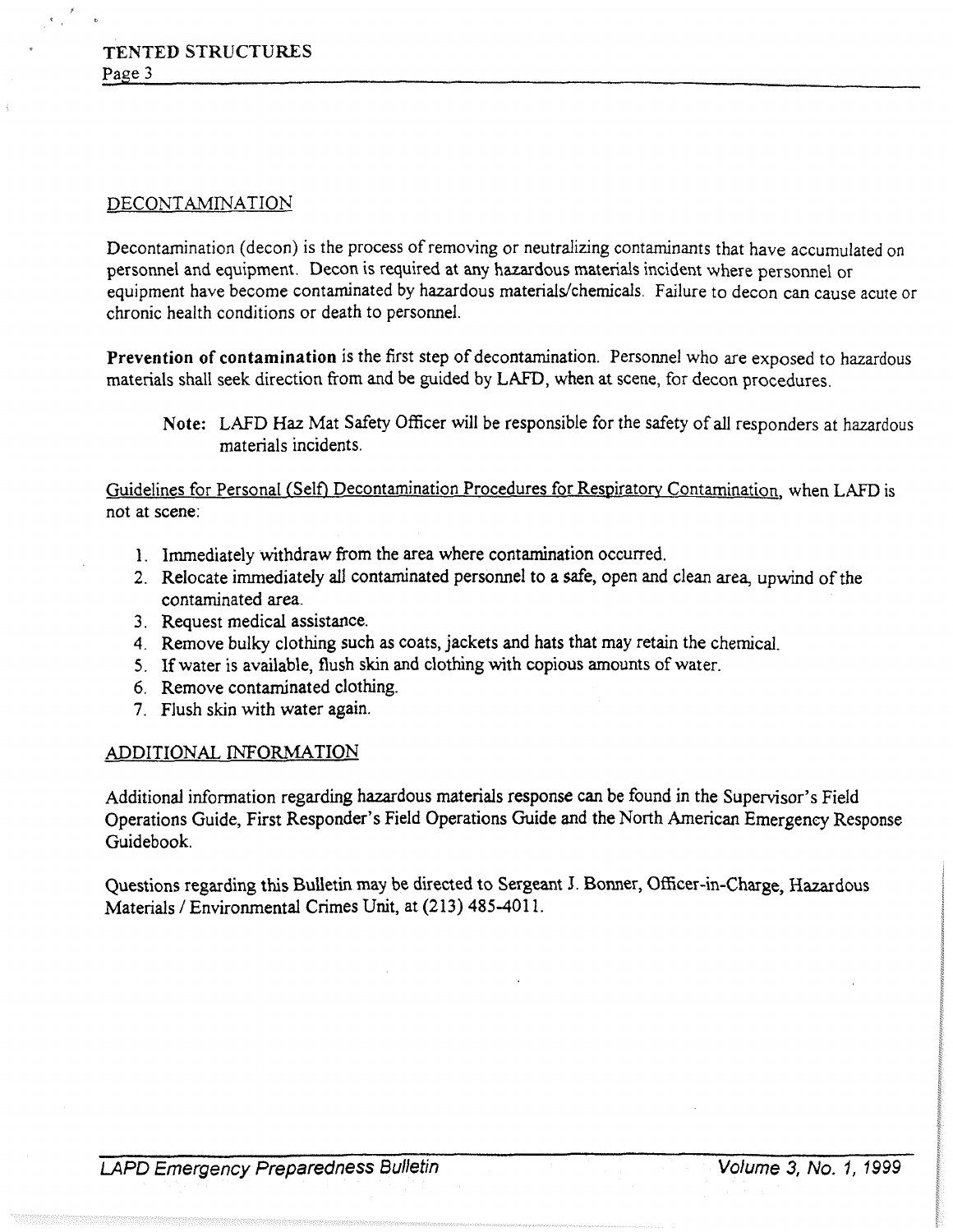## DECONTAMINATION

Decontamination (decon) is the process of removing or neutralizing contaminants that have accumulated on personnel and equipment. Decon is required at any hazardous materials incident where personnel or equipment have become contaminated by hazardous materials/chemicals. Failure to decon can cause acute or chronic health conditions or death to personnel.

**Prevention of contamination** is the first step of decontamination. Personnel who are exposed to hazardous materials shall seek direction from and be guided by LAFD, when at scene, for decon procedures.

> **Note:** LAFD Haz Mat Safety Officer will be responsible for the safety of all responders at hazardous materials incidents.

Guidelines for Personal (Self) Decontamination Procedures for Respiratory Contamination, when LAFD is not at scene:

1. Immediately withdraw from the area where contamination occurred.
2. Relocate immediately all contaminated personnel to a safe, open and clean area, upwind of the contaminated area.
3. Request medical assistance.
4. Remove bulky clothing such as coats, jackets and hats that may retain the chemical.
5. If water is available, flush skin and clothing with copious amounts of water.
6. Remove contaminated clothing.
7. Flush skin with water again.

## ADDITIONAL INFORMATION

Additional information regarding hazardous materials response can be found in the Supervisor's Field Operations Guide, First Responder's Field Operations Guide and the North American Emergency Response Guidebook.

Questions regarding this Bulletin may be directed to Sergeant J. Bonner, Officer-in-Charge, Hazardous Materials / Environmental Crimes Unit, at (213) 485-4011.